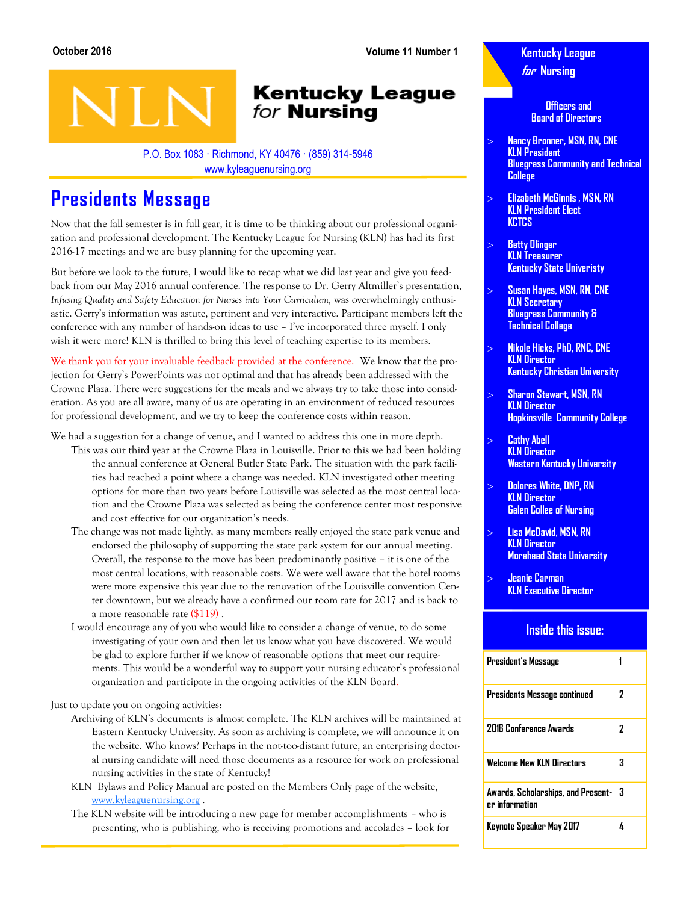October 2016 Volume 11 Number 1

# Kentucky League for Nursing

P.O. Box 1083 · Richmond, KY 40476 · (859) 314-5946
www.kyleaguenursing.org

## Presidents Message

Now that the fall semester is in full gear, it is time to be thinking about our professional organization and professional development. The Kentucky League for Nursing (KLN) has had its first 2016-17 meetings and we are busy planning for the upcoming year.

But before we look to the future, I would like to recap what we did last year and give you feedback from our May 2016 annual conference. The response to Dr. Gerry Altmiller's presentation, *Infusing Quality and Safety Education for Nurses into Your Curriculum,* was overwhelmingly enthusiastic. Gerry's information was astute, pertinent and very interactive. Participant members left the conference with any number of hands-on ideas to use – I've incorporated three myself. I only wish it were more! KLN is thrilled to bring this level of teaching expertise to its members.

We thank you for your invaluable feedback provided at the conference. We know that the projection for Gerry's PowerPoints was not optimal and that has already been addressed with the Crowne Plaza. There were suggestions for the meals and we always try to take those into consideration. As you are all aware, many of us are operating in an environment of reduced resources for professional development, and we try to keep the conference costs within reason.

We had a suggestion for a change of venue, and I wanted to address this one in more depth.

This was our third year at the Crowne Plaza in Louisville. Prior to this we had been holding the annual conference at General Butler State Park. The situation with the park facilities had reached a point where a change was needed. KLN investigated other meeting options for more than two years before Louisville was selected as the most central location and the Crowne Plaza was selected as being the conference center most responsive and cost effective for our organization's needs.

The change was not made lightly, as many members really enjoyed the state park venue and endorsed the philosophy of supporting the state park system for our annual meeting. Overall, the response to the move has been predominantly positive – it is one of the most central locations, with reasonable costs. We were well aware that the hotel rooms were more expensive this year due to the renovation of the Louisville convention Center downtown, but we already have a confirmed our room rate for 2017 and is back to a more reasonable rate ($119) .

I would encourage any of you who would like to consider a change of venue, to do some investigating of your own and then let us know what you have discovered. We would be glad to explore further if we know of reasonable options that meet our requirements. This would be a wonderful way to support your nursing educator's professional organization and participate in the ongoing activities of the KLN Board.

Just to update you on ongoing activities:

Archiving of KLN's documents is almost complete. The KLN archives will be maintained at Eastern Kentucky University. As soon as archiving is complete, we will announce it on the website. Who knows? Perhaps in the not-too-distant future, an enterprising doctoral nursing candidate will need those documents as a resource for work on professional nursing activities in the state of Kentucky!

KLN Bylaws and Policy Manual are posted on the Members Only page of the website, www.kyleaguenursing.org .

The KLN website will be introducing a new page for member accomplishments – who is presenting, who is publishing, who is receiving promotions and accolades – look for

---

### Kentucky League for Nursing

**Officers and Board of Directors**

- Nancy Bronner, MSN, RN, CNE
  KLN President
  Bluegrass Community and Technical College
- Elizabeth McGinnis , MSN, RN
  KLN President Elect
  KCTCS
- Betty Olinger
  KLN Treasurer
  Kentucky State Univeristy
- Susan Hayes, MSN, RN, CNE
  KLN Secretary
  Bluegrass Community & Technical College
- Nikole Hicks, PhD, RNC, CNE
  KLN Director
  Kentucky Christian University
- Sharon Stewart, MSN, RN
  KLN Director
  Hopkinsville Community College
- Cathy Abell
  KLN Director
  Western Kentucky University
- Dolores White, DNP, RN
  KLN Director
  Galen Collee of Nursing
- Lisa McDavid, MSN, RN
  KLN Director
  Morehead State University
- Jeanie Carman
  KLN Executive Director

### Inside this issue:

| | |
|---|---|
| President's Message | 1 |
| Presidents Message continued | 2 |
| 2016 Conference Awards | 2 |
| Welcome New KLN Directors | 3 |
| Awards, Scholarships, and Presenter information | 3 |
| Keynote Speaker May 2017 | 4 |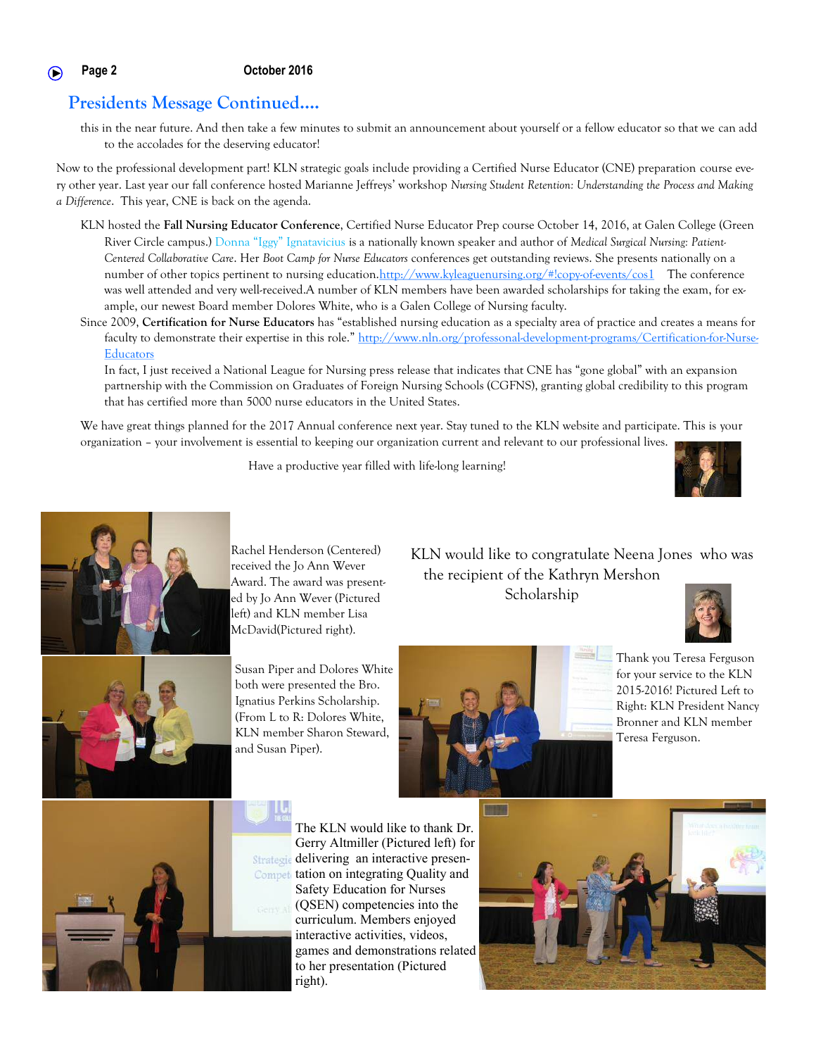## Presidents Message Continued….

this in the near future. And then take a few minutes to submit an announcement about yourself or a fellow educator so that we can add to the accolades for the deserving educator!

Now to the professional development part! KLN strategic goals include providing a Certified Nurse Educator (CNE) preparation course every other year. Last year our fall conference hosted Marianne Jeffreys' workshop *Nursing Student Retention: Understanding the Process and Making a Difference*. This year, CNE is back on the agenda.

KLN hosted the **Fall Nursing Educator Conference**, Certified Nurse Educator Prep course October 14, 2016, at Galen College (Green River Circle campus.) Donna "Iggy" Ignatavicius is a nationally known speaker and author of *Medical Surgical Nursing: Patient-Centered Collaborative Care*. Her *Boot Camp for Nurse Educators* conferences get outstanding reviews. She presents nationally on a number of other topics pertinent to nursing education.http://www.kyleaguenursing.org/#!copy-of-events/cos1 The conference was well attended and very well-received.A number of KLN members have been awarded scholarships for taking the exam, for example, our newest Board member Dolores White, who is a Galen College of Nursing faculty.

Since 2009, **Certification for Nurse Educators** has "established nursing education as a specialty area of practice and creates a means for faculty to demonstrate their expertise in this role." http://www.nln.org/professonal-development-programs/Certification-for-Nurse-Educators

In fact, I just received a National League for Nursing press release that indicates that CNE has "gone global" with an expansion partnership with the Commission on Graduates of Foreign Nursing Schools (CGFNS), granting global credibility to this program that has certified more than 5000 nurse educators in the United States.

We have great things planned for the 2017 Annual conference next year. Stay tuned to the KLN website and participate. This is your organization – your involvement is essential to keeping our organization current and relevant to our professional lives.

Have a productive year filled with life-long learning!

Rachel Henderson (Centered) received the Jo Ann Wever Award. The award was presented by Jo Ann Wever (Pictured left) and KLN member Lisa McDavid(Pictured right).

KLN would like to congratulate Neena Jones who was the recipient of the Kathryn Mershon Scholarship

Susan Piper and Dolores White both were presented the Bro. Ignatius Perkins Scholarship. (From L to R: Dolores White, KLN member Sharon Steward, and Susan Piper).

Thank you Teresa Ferguson for your service to the KLN 2015-2016! Pictured Left to Right: KLN President Nancy Bronner and KLN member Teresa Ferguson.

The KLN would like to thank Dr. Gerry Altmiller (Pictured left) for delivering an interactive presentation on integrating Quality and Safety Education for Nurses (QSEN) competencies into the curriculum. Members enjoyed interactive activities, videos, games and demonstrations related to her presentation (Pictured right).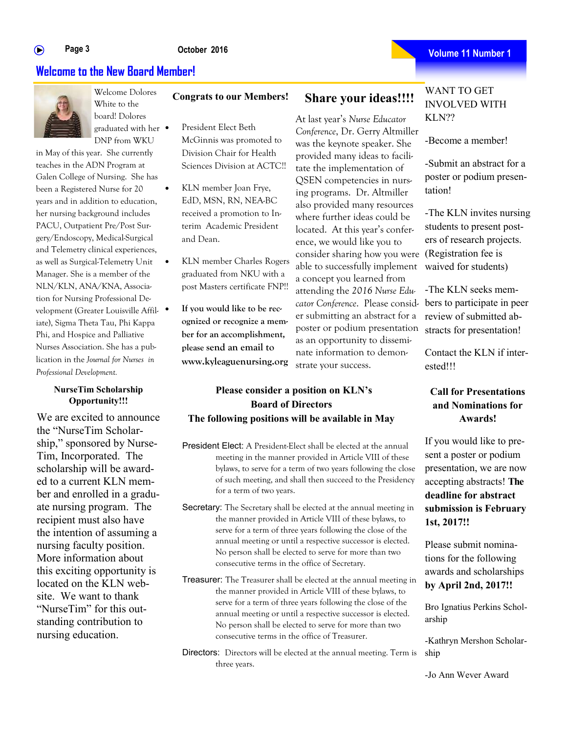## Welcome to the New Board Member!

Welcome Dolores White to the board! Dolores graduated with her DNP from WKU in May of this year. She currently teaches in the ADN Program at Galen College of Nursing. She has been a Registered Nurse for 20 years and in addition to education, her nursing background includes PACU, Outpatient Pre/Post Surgery/Endoscopy, Medical-Surgical and Telemetry clinical experiences, as well as Surgical-Telemetry Unit Manager. She is a member of the NLN/KLN, ANA/KNA, Association for Nursing Professional Development (Greater Louisville Affiliate), Sigma Theta Tau, Phi Kappa Phi, and Hospice and Palliative Nurses Association. She has a publication in the *Journal for Nurses in Professional Development.*

### NurseTim Scholarship Opportunity!!!

We are excited to announce the "NurseTim Scholarship," sponsored by NurseTim, Incorporated. The scholarship will be awarded to a current KLN member and enrolled in a graduate nursing program. The recipient must also have the intention of assuming a nursing faculty position. More information about this exciting opportunity is located on the KLN website. We want to thank "NurseTim" for this outstanding contribution to nursing education.

### Congrats to our Members!

- President Elect Beth McGinnis was promoted to Division Chair for Health Sciences Division at ACTC!!
- KLN member Joan Frye, EdD, MSN, RN, NEA-BC received a promotion to Interim Academic President and Dean.
- KLN member Charles Rogers graduated from NKU with a post Masters certificate FNP!!
- **If you would like to be recognized or recognize a member for an accomplishment, please send an email to www.kyleaguenursing.org**

### Share your ideas!!!!

At last year's *Nurse Educator Conference*, Dr. Gerry Altmiller was the keynote speaker. She provided many ideas to facilitate the implementation of QSEN competencies in nursing programs. Dr. Altmiller also provided many resources where further ideas could be located. At this year's conference, we would like you to consider sharing how you were able to successfully implement a concept you learned from attending the 2016 *Nurse Educator Conference*. Please consider submitting an abstract for a poster or podium presentation as an opportunity to disseminate information to demonstrate your success.

### Please consider a position on KLN's Board of Directors
### The following positions will be available in May

President Elect: A President-Elect shall be elected at the annual meeting in the manner provided in Article VIII of these bylaws, to serve for a term of two years following the close of such meeting, and shall then succeed to the Presidency for a term of two years.

Secretary: The Secretary shall be elected at the annual meeting in the manner provided in Article VIII of these bylaws, to serve for a term of three years following the close of the annual meeting or until a respective successor is elected. No person shall be elected to serve for more than two consecutive terms in the office of Secretary.

Treasurer: The Treasurer shall be elected at the annual meeting in the manner provided in Article VIII of these bylaws, to serve for a term of three years following the close of the annual meeting or until a respective successor is elected. No person shall be elected to serve for more than two consecutive terms in the office of Treasurer.

Directors: Directors will be elected at the annual meeting. Term is three years.

WANT TO GET INVOLVED WITH KLN??

-Become a member!

-Submit an abstract for a poster or podium presentation!

-The KLN invites nursing students to present posters of research projects. (Registration fee is waived for students)

-The KLN seeks members to participate in peer review of submitted abstracts for presentation!

Contact the KLN if interested!!!

### Call for Presentations and Nominations for Awards!

If you would like to present a poster or podium presentation, we are now accepting abstracts! **The deadline for abstract submission is February 1st, 2017!!**

Please submit nominations for the following awards and scholarships **by April 2nd, 2017!!**

Bro Ignatius Perkins Scholarship

-Kathryn Mershon Scholarship

-Jo Ann Wever Award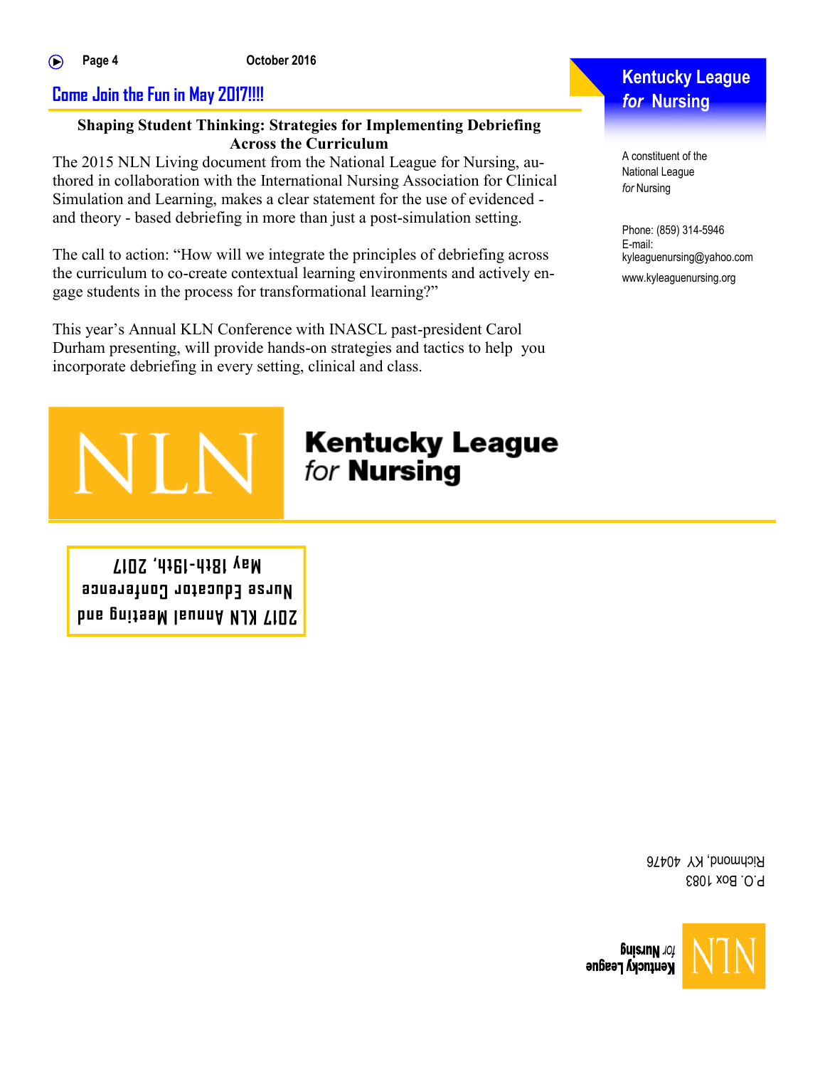## Come Join the Fun in May 2017!!!!

**Shaping Student Thinking: Strategies for Implementing Debriefing Across the Curriculum**

The 2015 NLN Living document from the National League for Nursing, authored in collaboration with the International Nursing Association for Clinical Simulation and Learning, makes a clear statement for the use of evidenced - and theory - based debriefing in more than just a post-simulation setting.

The call to action: "How will we integrate the principles of debriefing across the curriculum to co-create contextual learning environments and actively engage students in the process for transformational learning?"

This year's Annual KLN Conference with INASCL past-president Carol Durham presenting, will provide hands-on strategies and tactics to help you incorporate debriefing in every setting, clinical and class.

**Kentucky League *for* Nursing**

A constituent of the National League *for* Nursing

Phone: (859) 314-5946
E-mail: kyleaguenursing@yahoo.com
www.kyleaguenursing.org

NLN **Kentucky League *for* Nursing**

2017 KLN Annual Meeting and Nurse Educator Conference
May 18th-19th, 2017

P.O. Box 1083
Richmond, KY 40476

NLN Kentucky League *for* Nursing